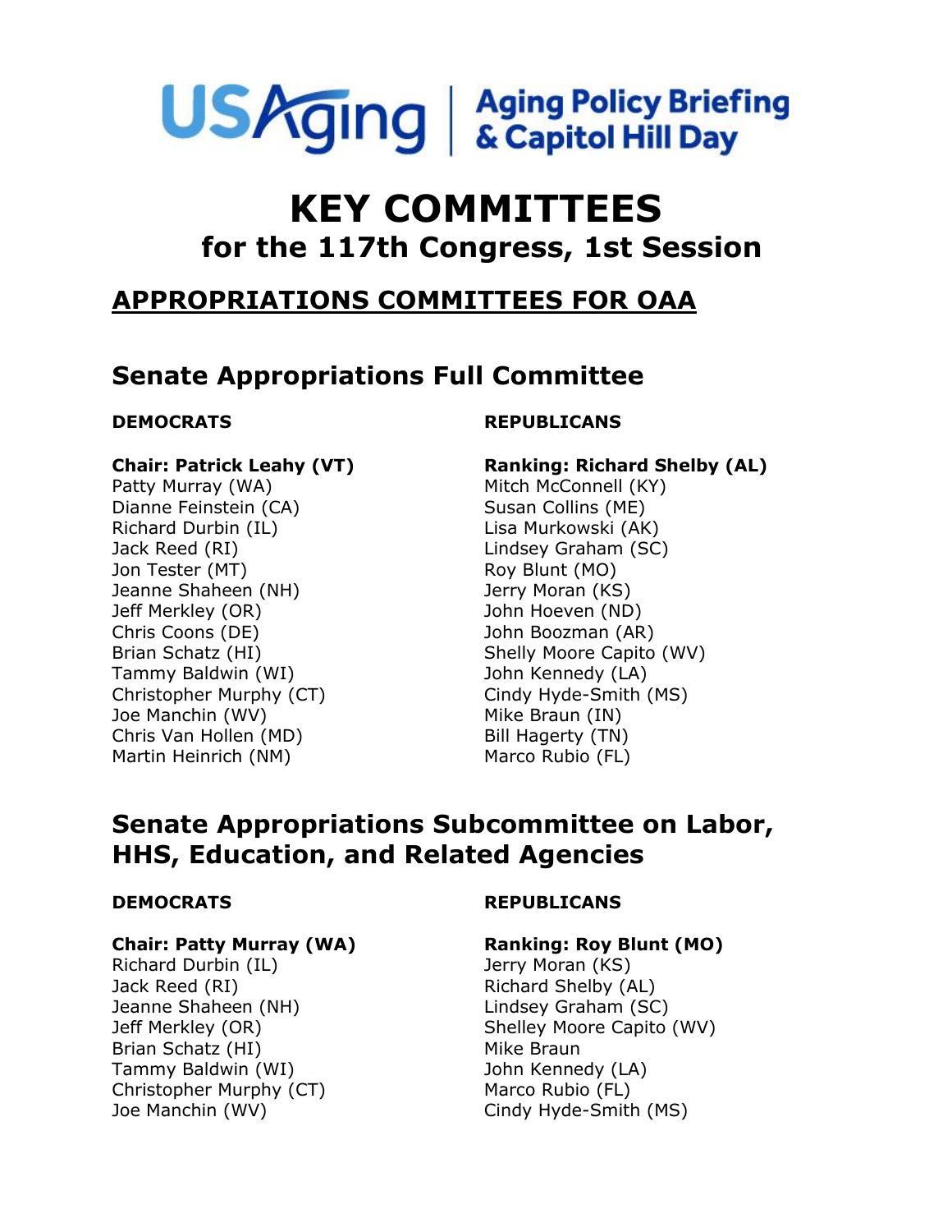USAging | Aging Policy Briefing & Capitol Hill Day

# KEY COMMITTEES
## for the 117th Congress, 1st Session

## APPROPRIATIONS COMMITTEES FOR OAA

### Senate Appropriations Full Committee

**DEMOCRATS**

**Chair: Patrick Leahy (VT)**
Patty Murray (WA)
Dianne Feinstein (CA)
Richard Durbin (IL)
Jack Reed (RI)
Jon Tester (MT)
Jeanne Shaheen (NH)
Jeff Merkley (OR)
Chris Coons (DE)
Brian Schatz (HI)
Tammy Baldwin (WI)
Christopher Murphy (CT)
Joe Manchin (WV)
Chris Van Hollen (MD)
Martin Heinrich (NM)

**REPUBLICANS**

**Ranking: Richard Shelby (AL)**
Mitch McConnell (KY)
Susan Collins (ME)
Lisa Murkowski (AK)
Lindsey Graham (SC)
Roy Blunt (MO)
Jerry Moran (KS)
John Hoeven (ND)
John Boozman (AR)
Shelly Moore Capito (WV)
John Kennedy (LA)
Cindy Hyde-Smith (MS)
Mike Braun (IN)
Bill Hagerty (TN)
Marco Rubio (FL)

### Senate Appropriations Subcommittee on Labor, HHS, Education, and Related Agencies

**DEMOCRATS**

**Chair: Patty Murray (WA)**
Richard Durbin (IL)
Jack Reed (RI)
Jeanne Shaheen (NH)
Jeff Merkley (OR)
Brian Schatz (HI)
Tammy Baldwin (WI)
Christopher Murphy (CT)
Joe Manchin (WV)

**REPUBLICANS**

**Ranking: Roy Blunt (MO)**
Jerry Moran (KS)
Richard Shelby (AL)
Lindsey Graham (SC)
Shelley Moore Capito (WV)
Mike Braun
John Kennedy (LA)
Marco Rubio (FL)
Cindy Hyde-Smith (MS)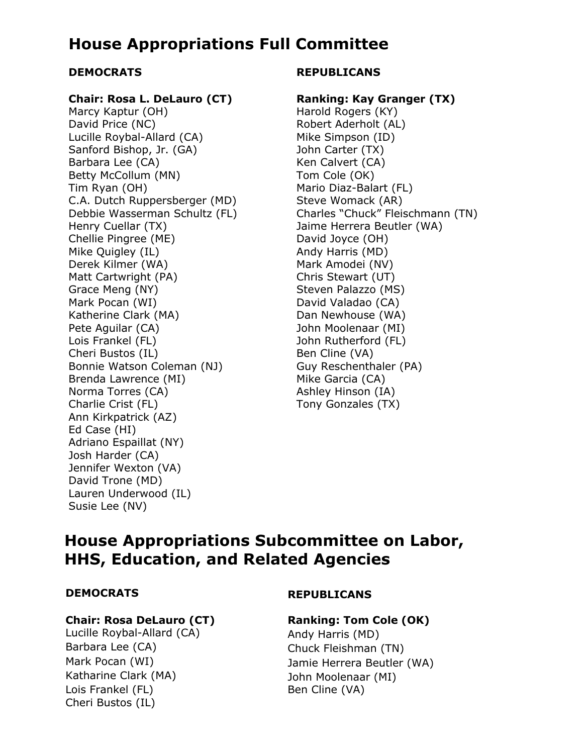# House Appropriations Full Committee

**DEMOCRATS**

**Chair: Rosa L. DeLauro (CT)**
Marcy Kaptur (OH)
David Price (NC)
Lucille Roybal-Allard (CA)
Sanford Bishop, Jr. (GA)
Barbara Lee (CA)
Betty McCollum (MN)
Tim Ryan (OH)
C.A. Dutch Ruppersberger (MD)
Debbie Wasserman Schultz (FL)
Henry Cuellar (TX)
Chellie Pingree (ME)
Mike Quigley (IL)
Derek Kilmer (WA)
Matt Cartwright (PA)
Grace Meng (NY)
Mark Pocan (WI)
Katherine Clark (MA)
Pete Aguilar (CA)
Lois Frankel (FL)
Cheri Bustos (IL)
Bonnie Watson Coleman (NJ)
Brenda Lawrence (MI)
Norma Torres (CA)
Charlie Crist (FL)
Ann Kirkpatrick (AZ)
Ed Case (HI)
Adriano Espaillat (NY)
Josh Harder (CA)
Jennifer Wexton (VA)
David Trone (MD)
Lauren Underwood (IL)
Susie Lee (NV)

**REPUBLICANS**

**Ranking: Kay Granger (TX)**
Harold Rogers (KY)
Robert Aderholt (AL)
Mike Simpson (ID)
John Carter (TX)
Ken Calvert (CA)
Tom Cole (OK)
Mario Diaz-Balart (FL)
Steve Womack (AR)
Charles "Chuck" Fleischmann (TN)
Jaime Herrera Beutler (WA)
David Joyce (OH)
Andy Harris (MD)
Mark Amodei (NV)
Chris Stewart (UT)
Steven Palazzo (MS)
David Valadao (CA)
Dan Newhouse (WA)
John Moolenaar (MI)
John Rutherford (FL)
Ben Cline (VA)
Guy Reschenthaler (PA)
Mike Garcia (CA)
Ashley Hinson (IA)
Tony Gonzales (TX)

# House Appropriations Subcommittee on Labor, HHS, Education, and Related Agencies

**DEMOCRATS**

**Chair: Rosa DeLauro (CT)**
Lucille Roybal-Allard (CA)
Barbara Lee (CA)
Mark Pocan (WI)
Katharine Clark (MA)
Lois Frankel (FL)
Cheri Bustos (IL)

**REPUBLICANS**

**Ranking: Tom Cole (OK)**
Andy Harris (MD)
Chuck Fleishman (TN)
Jamie Herrera Beutler (WA)
John Moolenaar (MI)
Ben Cline (VA)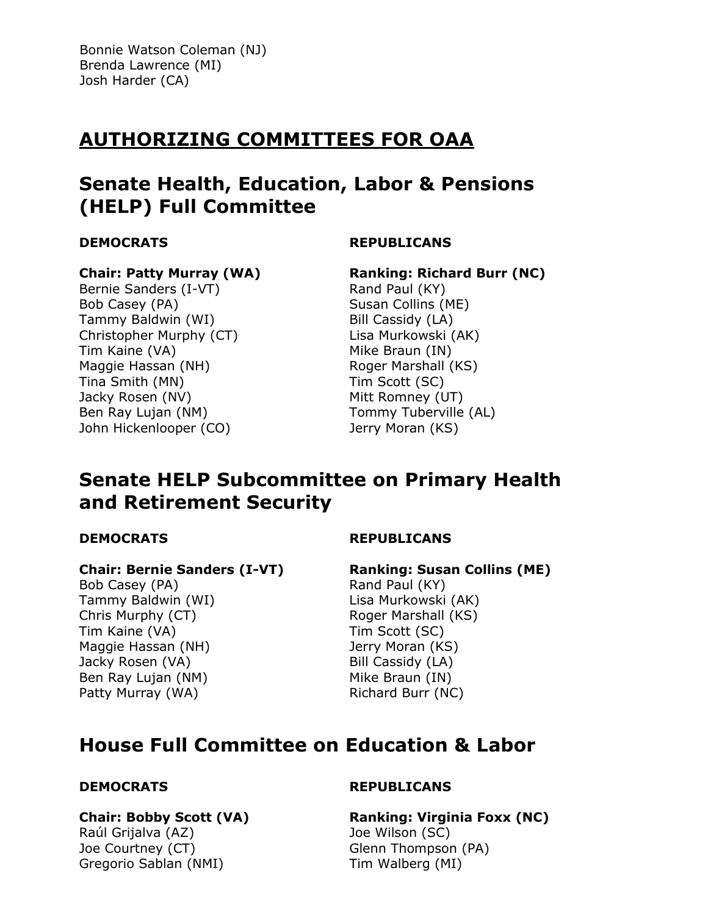Bonnie Watson Coleman (NJ)
Brenda Lawrence (MI)
Josh Harder (CA)

## AUTHORIZING COMMITTEES FOR OAA

## Senate Health, Education, Labor & Pensions (HELP) Full Committee

**DEMOCRATS**

**Chair: Patty Murray (WA)**
Bernie Sanders (I-VT)
Bob Casey (PA)
Tammy Baldwin (WI)
Christopher Murphy (CT)
Tim Kaine (VA)
Maggie Hassan (NH)
Tina Smith (MN)
Jacky Rosen (NV)
Ben Ray Lujan (NM)
John Hickenlooper (CO)

**REPUBLICANS**

**Ranking: Richard Burr (NC)**
Rand Paul (KY)
Susan Collins (ME)
Bill Cassidy (LA)
Lisa Murkowski (AK)
Mike Braun (IN)
Roger Marshall (KS)
Tim Scott (SC)
Mitt Romney (UT)
Tommy Tuberville (AL)
Jerry Moran (KS)

## Senate HELP Subcommittee on Primary Health and Retirement Security

**DEMOCRATS**

**Chair: Bernie Sanders (I-VT)**
Bob Casey (PA)
Tammy Baldwin (WI)
Chris Murphy (CT)
Tim Kaine (VA)
Maggie Hassan (NH)
Jacky Rosen (VA)
Ben Ray Lujan (NM)
Patty Murray (WA)

**REPUBLICANS**

**Ranking: Susan Collins (ME)**
Rand Paul (KY)
Lisa Murkowski (AK)
Roger Marshall (KS)
Tim Scott (SC)
Jerry Moran (KS)
Bill Cassidy (LA)
Mike Braun (IN)
Richard Burr (NC)

## House Full Committee on Education & Labor

**DEMOCRATS**

**Chair: Bobby Scott (VA)**
Raúl Grijalva (AZ)
Joe Courtney (CT)
Gregorio Sablan (NMI)

**REPUBLICANS**

**Ranking: Virginia Foxx (NC)**
Joe Wilson (SC)
Glenn Thompson (PA)
Tim Walberg (MI)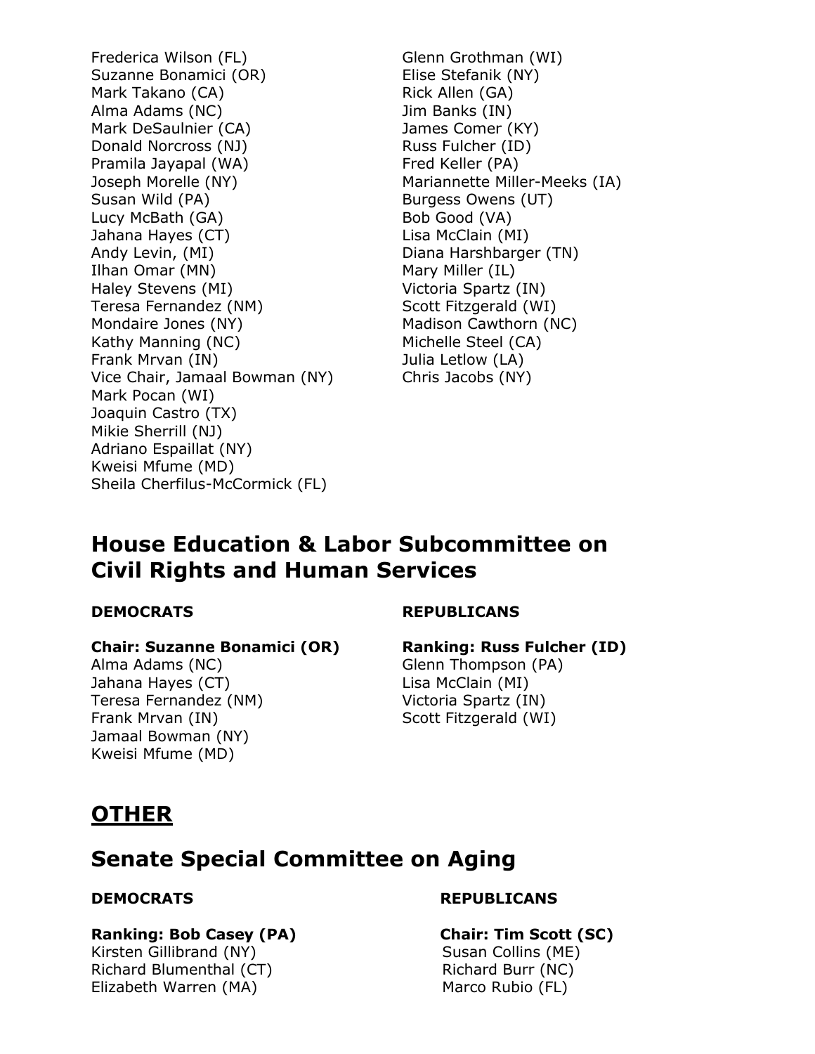Frederica Wilson (FL)
Suzanne Bonamici (OR)
Mark Takano (CA)
Alma Adams (NC)
Mark DeSaulnier (CA)
Donald Norcross (NJ)
Pramila Jayapal (WA)
Joseph Morelle (NY)
Susan Wild (PA)
Lucy McBath (GA)
Jahana Hayes (CT)
Andy Levin, (MI)
Ilhan Omar (MN)
Haley Stevens (MI)
Teresa Fernandez (NM)
Mondaire Jones (NY)
Kathy Manning (NC)
Frank Mrvan (IN)
Vice Chair, Jamaal Bowman (NY)
Mark Pocan (WI)
Joaquin Castro (TX)
Mikie Sherrill (NJ)
Adriano Espaillat (NY)
Kweisi Mfume (MD)
Sheila Cherfilus-McCormick (FL)

Glenn Grothman (WI)
Elise Stefanik (NY)
Rick Allen (GA)
Jim Banks (IN)
James Comer (KY)
Russ Fulcher (ID)
Fred Keller (PA)
Mariannette Miller-Meeks (IA)
Burgess Owens (UT)
Bob Good (VA)
Lisa McClain (MI)
Diana Harshbarger (TN)
Mary Miller (IL)
Victoria Spartz (IN)
Scott Fitzgerald (WI)
Madison Cawthorn (NC)
Michelle Steel (CA)
Julia Letlow (LA)
Chris Jacobs (NY)

## House Education & Labor Subcommittee on Civil Rights and Human Services

**DEMOCRATS**

**Chair: Suzanne Bonamici (OR)**
Alma Adams (NC)
Jahana Hayes (CT)
Teresa Fernandez (NM)
Frank Mrvan (IN)
Jamaal Bowman (NY)
Kweisi Mfume (MD)

**REPUBLICANS**

**Ranking: Russ Fulcher (ID)**
Glenn Thompson (PA)
Lisa McClain (MI)
Victoria Spartz (IN)
Scott Fitzgerald (WI)

# <u>OTHER</u>

## Senate Special Committee on Aging

**DEMOCRATS**

**Ranking: Bob Casey (PA)**
Kirsten Gillibrand (NY)
Richard Blumenthal (CT)
Elizabeth Warren (MA)

**REPUBLICANS**

**Chair: Tim Scott (SC)**
Susan Collins (ME)
Richard Burr (NC)
Marco Rubio (FL)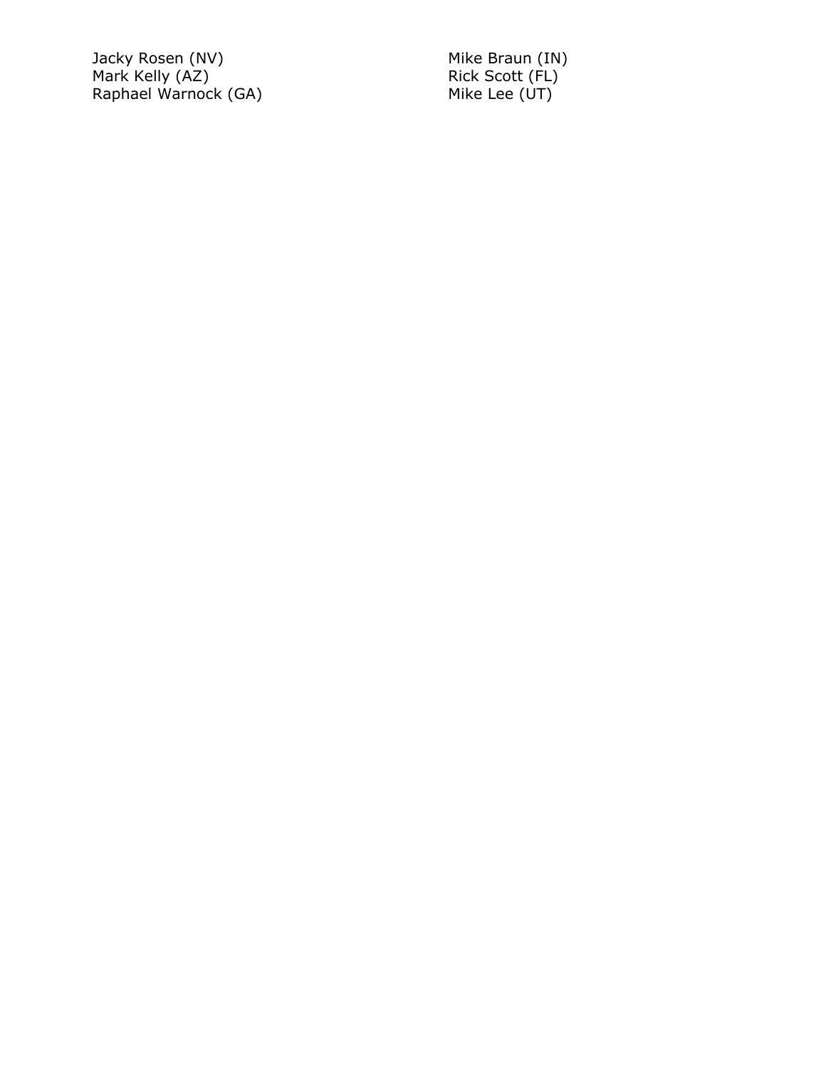Jacky Rosen (NV)
Mark Kelly (AZ)
Raphael Warnock (GA)

Mike Braun (IN)
Rick Scott (FL)
Mike Lee (UT)